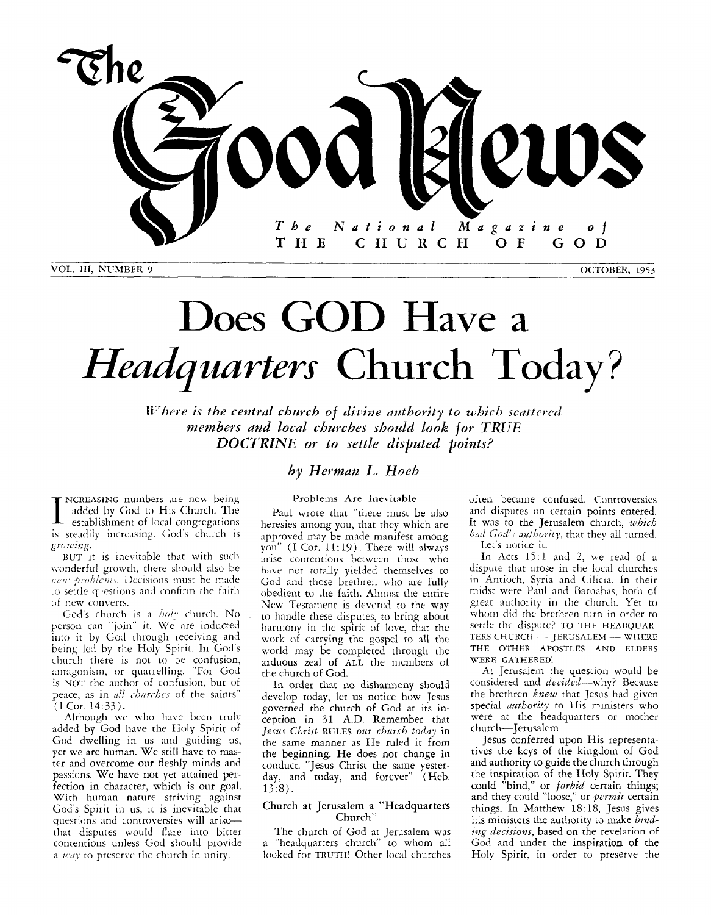# The Good News

*The National Magazine of*
**THE CHURCH OF GOD**

VOL. III, NUMBER 9 — OCTOBER, 1953

# Does GOD Have a *Headquarters* Church Today?

*Where is the central church of divine authority to which scattered members and local churches should look for TRUE DOCTRINE or to settle disputed points?*

*by Herman L. Hoeh*

INCREASING numbers are now being added by God to His Church. The establishment of local congregations is steadily increasing. God's church is *growing*.

BUT it is inevitable that with such wonderful growth, there should also be *new problems*. Decisions must be made to settle questions and confirm the faith of new converts.

God's church is a *holy* church. No person can "join" it. We are inducted into it by God through receiving and being led by the Holy Spirit. In God's church there is not to be confusion, antagonism, or quarrelling. "For God is NOT the author of confusion, but of peace, as in *all churches* of the saints" (I Cor. 14:33).

Although we who have been truly added by God have the Holy Spirit of God dwelling in us and guiding us, yet we are human. We still have to master and overcome our fleshly minds and passions. We have not yet attained perfection in character, which is our goal. With human nature striving against God's Spirit in us, it is inevitable that questions and controversies will arise—that disputes would flare into bitter contentions unless God should provide a *way* to preserve the church in unity.

## Problems Are Inevitable

Paul wrote that "there must be also heresies among you, that they which are approved may be made manifest among you" (I Cor. 11:19). There will always arise contentions between those who have not totally yielded themselves to God and those brethren who are fully obedient to the faith. Almost the entire New Testament is devoted to the way to handle these disputes, to bring about harmony in the spirit of love, that the work of carrying the gospel to all the world may be completed through the arduous zeal of ALL the members of the church of God.

In order that no disharmony should develop today, let us notice how Jesus governed the church of God at its inception in 31 A.D. Remember that *Jesus Christ* RULES *our church today* in the same manner as He ruled it from the beginning. He does not change in conduct. "Jesus Christ the same yesterday, and today, and forever" (Heb. 13:8).

## Church at Jerusalem a "Headquarters Church"

The church of God at Jerusalem was a "headquarters church" to whom all looked for TRUTH! Other local churches often became confused. Controversies and disputes on certain points entered. It was to the Jerusalem church, *which had God's authority*, that they all turned. Let's notice it.

In Acts 15:1 and 2, we read of a dispute that arose in the local churches in Antioch, Syria and Cilicia. In their midst were Paul and Barnabas, both of great authority in the church. Yet to whom did the brethren turn in order to settle the dispute? TO THE HEADQUARTERS CHURCH — JERUSALEM — WHERE THE OTHER APOSTLES AND ELDERS WERE GATHERED!

At Jerusalem the question would be considered and *decided*—why? Because the brethren *knew* that Jesus had given special *authority* to His ministers who were at the headquarters or mother church—Jerusalem.

Jesus conferred upon His representatives the keys of the kingdom of God and authority to guide the church through the inspiration of the Holy Spirit. They could "bind," or *forbid* certain things; and they could "loose," or *permit* certain things. In Matthew 18:18, Jesus gives his ministers the authority to make *binding decisions*, based on the revelation of God and under the inspiration of the Holy Spirit, in order to preserve the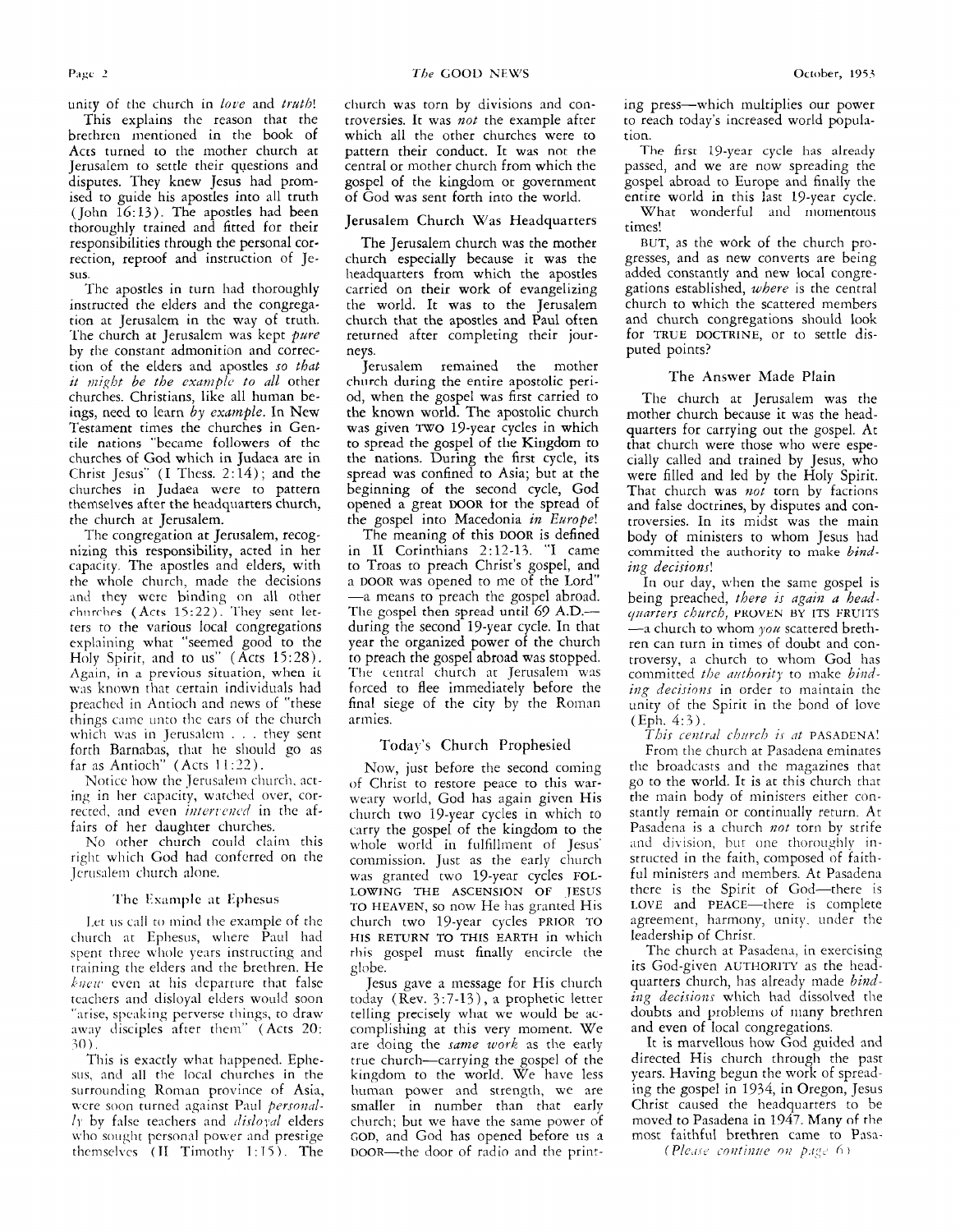unity of the church in *love* and *truth*!

This explains the reason that the brethren mentioned in the book of Acts turned to the mother church at Jerusalem to settle their questions and disputes. They knew Jesus had promised to guide his apostles into all truth (John 16:13). The apostles had been thoroughly trained and fitted for their responsibilities through the personal correction, reproof and instruction of Jesus.

The apostles in turn had thoroughly instructed the elders and the congregation at Jerusalem in the way of truth. The church at Jerusalem was kept *pure* by the constant admonition and correction of the elders and apostles *so that it might be the example to all* other churches. Christians, like all human beings, need to learn *by example*. In New Testament times the churches in Gentile nations "became followers of the churches of God which in Judaea are in Christ Jesus" (I Thess. 2:14); and the churches in Judaea were to pattern themselves after the headquarters church, the church at Jerusalem.

The congregation at Jerusalem, recognizing this responsibility, acted in her capacity. The apostles and elders, with the whole church, made the decisions and they were binding on all other churches (Acts 15:22). They sent letters to the various local congregations explaining what "seemed good to the Holy Spirit, and to us" (Acts 15:28). Again, in a previous situation, when it was known that certain individuals had preached in Antioch and news of "these things came unto the ears of the church which was in Jerusalem . . . they sent forth Barnabas, that he should go as far as Antioch" (Acts 11:22).

Notice how the Jerusalem church, acting in her capacity, watched over, corrected, and even *intervened* in the affairs of her daughter churches.

No other church could claim this right which God had conferred on the Jerusalem church alone.

## The Example at Ephesus

Let us call to mind the example of the church at Ephesus, where Paul had spent three whole years instructing and training the elders and the brethren. He *knew* even at his departure that false teachers and disloyal elders would soon "arise, speaking perverse things, to draw away disciples after them" (Acts 20:30).

This is exactly what happened. Ephesus, and all the local churches in the surrounding Roman province of Asia, were soon turned against Paul *personally* by false teachers and *disloyal* elders who sought personal power and prestige themselves (II Timothy 1:15). The church was torn by divisions and controversies. It was *not* the example after which all the other churches were to pattern their conduct. It was not the central or mother church from which the gospel of the kingdom or government of God was sent forth into the world.

## Jerusalem Church Was Headquarters

The Jerusalem church was the mother church especially because it was the headquarters from which the apostles carried on their work of evangelizing the world. It was to the Jerusalem church that the apostles and Paul often returned after completing their journeys.

Jerusalem remained the mother church during the entire apostolic period, when the gospel was first carried to the known world. The apostolic church was given TWO 19-year cycles in which to spread the gospel of the Kingdom to the nations. During the first cycle, its spread was confined to Asia; but at the beginning of the second cycle, God opened a great DOOR for the spread of the gospel into Macedonia *in Europe*!

The meaning of this DOOR is defined in II Corinthians 2:12-13. "I came to Troas to preach Christ's gospel, and a DOOR was opened to me of the Lord"—a means to preach the gospel abroad. The gospel then spread until 69 A.D.—during the second 19-year cycle. In that year the organized power of the church to preach the gospel abroad was stopped. The central church at Jerusalem was forced to flee immediately before the final siege of the city by the Roman armies.

## Today's Church Prophesied

Now, just before the second coming of Christ to restore peace to this war-weary world, God has again given His church two 19-year cycles in which to carry the gospel of the kingdom to the whole world in fulfillment of Jesus' commission. Just as the early church was granted two 19-year cycles FOLLOWING THE ASCENSION OF JESUS TO HEAVEN, so now He has granted His church two 19-year cycles PRIOR TO HIS RETURN TO THIS EARTH in which this gospel must finally encircle the globe.

Jesus gave a message for His church today (Rev. 3:7-13), a prophetic letter telling precisely what we would be accomplishing at this very moment. We are doing the *same work* as the early true church—carrying the gospel of the kingdom to the world. We have less human power and strength, we are smaller in number than that early church; but we have the same power of GOD, and God has opened before us a DOOR—the door of radio and the printing press—which multiplies our power to reach today's increased world population.

The first 19-year cycle has already passed, and we are now spreading the gospel abroad to Europe and finally the entire world in this last 19-year cycle.

What wonderful and momentous times!

BUT, as the work of the church progresses, and as new converts are being added constantly and new local congregations established, *where* is the central church to which the scattered members and church congregations should look for TRUE DOCTRINE, or to settle disputed points?

## The Answer Made Plain

The church at Jerusalem was the mother church because it was the headquarters for carrying out the gospel. At that church were those who were especially called and trained by Jesus, who were filled and led by the Holy Spirit. That church was *not* torn by factions and false doctrines, by disputes and controversies. In its midst was the main body of ministers to whom Jesus had committed the authority to make *binding decisions*!

In our day, when the same gospel is being preached, *there is again a headquarters church,* PROVEN BY ITS FRUITS—a church to whom *you* scattered brethren can turn in times of doubt and controversy, a church to whom God has committed *the authority* to make *binding decisions* in order to maintain the unity of the Spirit in the bond of love (Eph. 4:3).

*This central church is at* PASADENA!

From the church at Pasadena eminates the broadcasts and the magazines that go to the world. It is at this church that the main body of ministers either constantly remain or continually return. At Pasadena is a church *not* torn by strife and division, but one thoroughly instructed in the faith, composed of faithful ministers and members. At Pasadena there is the Spirit of God—there is LOVE and PEACE—there is complete agreement, harmony, unity, under the leadership of Christ.

The church at Pasadena, in exercising its God-given AUTHORITY as the headquarters church, has already made *binding decisions* which had dissolved the doubts and problems of many brethren and even of local congregations.

It is marvellous how God guided and directed His church through the past years. Having begun the work of spreading the gospel in 1934, in Oregon, Jesus Christ caused the headquarters to be moved to Pasadena in 1947. Many of the most faithful brethren came to Pasa-

*(Please continue on page 6)*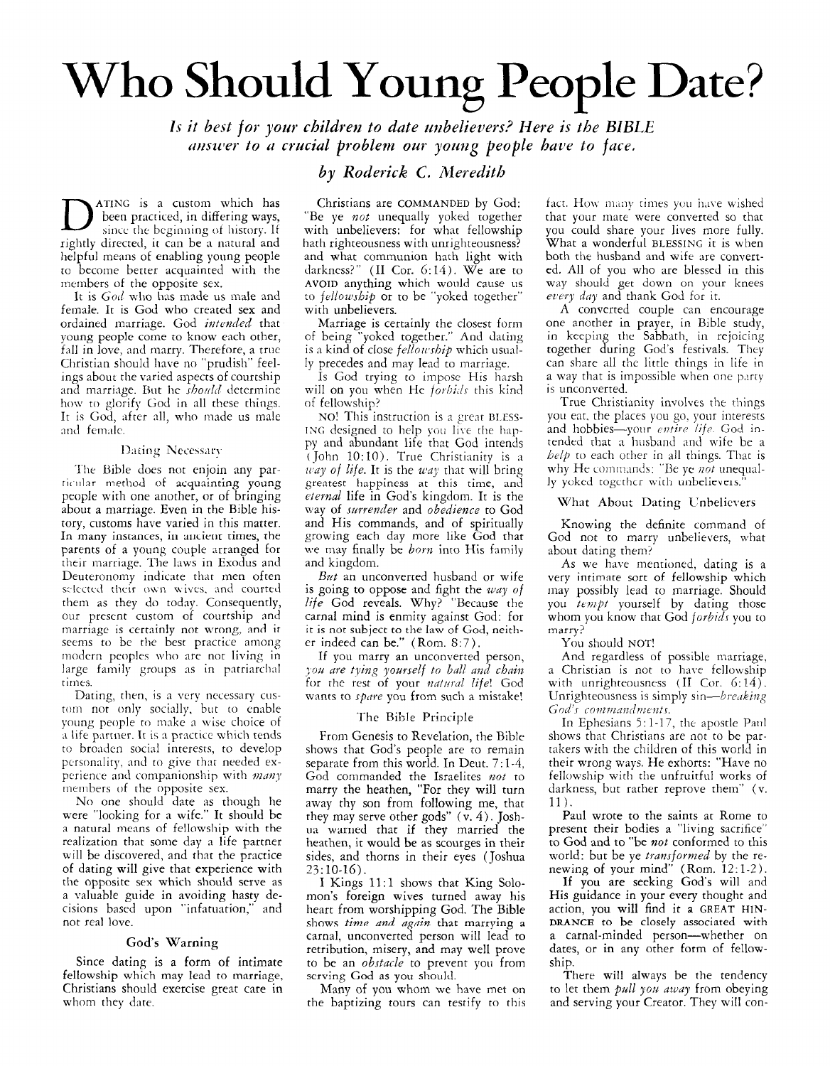# Who Should Young People Date?

*Is it best for your children to date unbelievers? Here is the BIBLE answer to a crucial problem our young people have to face.*

*by Roderick C. Meredith*

DATING is a custom which has been practiced, in differing ways, since the beginning of history. If rightly directed, it can be a natural and helpful means of enabling young people to become better acquainted with the members of the opposite sex.

It is *God* who has made us male and female. It is God who created sex and ordained marriage. God *intended* that young people come to know each other, fall in love, and marry. Therefore, a true Christian should have no "prudish" feelings about the varied aspects of courtship and marriage. But he *should* determine how to glorify God in all these things. It is God, after all, who made us male and female.

### Dating Necessary

The Bible does not enjoin any particular method of acquainting young people with one another, or of bringing about a marriage. Even in the Bible history, customs have varied in this matter. In many instances, in ancient times, the parents of a young couple arranged for their marriage. The laws in Exodus and Deuteronomy indicate that men often selected their own wives, and courted them as they do today. Consequently, our present custom of courtship and marriage is certainly not wrong, and it seems to be the best practice among modern peoples who are not living in large family groups as in patriarchal times.

Dating, then, is a very necessary custom not only socially, but to enable young people to make a wise choice of a life partner. It is a practice which tends to broaden social interests, to develop personality, and to give that needed experience and companionship with *many* members of the opposite sex.

No one should date as though he were "looking for a wife." It should be a natural means of fellowship with the realization that some day a life partner will be discovered, and that the practice of dating will give that experience with the opposite sex which should serve as a valuable guide in avoiding hasty decisions based upon "infatuation," and not real love.

### God's Warning

Since dating is a form of intimate fellowship which may lead to marriage, Christians should exercise great care in whom they date.

Christians are COMMANDED by God: "Be ye *not* unequally yoked together with unbelievers: for what fellowship hath righteousness with unrighteousness? and what communion hath light with darkness?" (II Cor. 6:14). We are to AVOID anything which would cause us to *fellowship* or to be "yoked together" with unbelievers.

Marriage is certainly the closest form of being "yoked together." And dating is a kind of close *fellowship* which usually precedes and may lead to marriage.

Is God trying to impose His harsh will on you when He *forbids* this kind of fellowship?

NO! This instruction is a great BLESSING designed to help you live the happy and abundant life that God intends (John 10:10). True Christianity is a *way of life.* It is the *way* that will bring greatest happiness at this time, and *eternal* life in God's kingdom. It is the way of *surrender* and *obedience* to God and His commands, and of spiritually growing each day more like God that we may finally be *born* into His family and kingdom.

*But* an unconverted husband or wife is going to oppose and fight the *way of life* God reveals. Why? "Because the carnal mind is enmity against God: for it is not subject to the law of God, neither indeed can be." (Rom. 8:7).

If you marry an unconverted person, *you are tying yourself to ball and chain* for the rest of your *natural life*! God wants to *spare* you from such a mistake!

### The Bible Principle

From Genesis to Revelation, the Bible shows that God's people are to remain separate from this world. In Deut. 7:1-4, God commanded the Israelites *not* to marry the heathen, "For they will turn away thy son from following me, that they may serve other gods" (v. 4). Joshua warned that if they married the heathen, it would be as scourges in their sides, and thorns in their eyes (Joshua 23:10-16).

I Kings 11:1 shows that King Solomon's foreign wives turned away his heart from worshipping God. The Bible shows *time and again* that marrying a carnal, unconverted person will lead to retribution, misery, and may well prove to be an *obstacle* to prevent you from serving God as you should.

Many of you whom we have met on the baptizing tours can testify to this fact. How many times you have wished that your mate were converted so that you could share your lives more fully. What a wonderful BLESSING it is when both the husband and wife are converted. All of you who are blessed in this way should get down on your knees *every day* and thank God for it.

A converted couple can encourage one another in prayer, in Bible study, in keeping the Sabbath, in rejoicing together during God's festivals. They can share all the little things in life in a way that is impossible when one party is unconverted.

True Christianity involves the things you eat, the places you go, your interests and hobbies—your *entire life.* God intended that a husband and wife be a *help* to each other in all things. That is why He commands: "Be ye *not* unequally yoked together with unbelievers."

### What About Dating Unbelievers

Knowing the definite command of God not to marry unbelievers, what about dating them?

As we have mentioned, dating is a very intimate sort of fellowship which may possibly lead to marriage. Should you *tempt* yourself by dating those whom you know that God *forbids* you to marry?

You should NOT!

And regardless of possible marriage, a Christian is not to have fellowship with unrighteousness (II Cor. 6:14). Unrighteousness is simply sin—*breaking God's commandments.*

In Ephesians 5:1-17, the apostle Paul shows that Christians are not to be partakers with the children of this world in their wrong ways. He exhorts: "Have no fellowship with the unfruitful works of darkness, but rather reprove them" (v. 11).

Paul wrote to the saints at Rome to present their bodies a "living sacrifice" to God and to "be *not* conformed to this world: but be ye *transformed* by the renewing of your mind" (Rom. 12:1-2).

If you are seeking God's will and His guidance in your every thought and action, you will find it a GREAT HINDRANCE to be closely associated with a carnal-minded person—whether on dates, or in any other form of fellowship.

There will always be the tendency to let them *pull you away* from obeying and serving your Creator. They will con-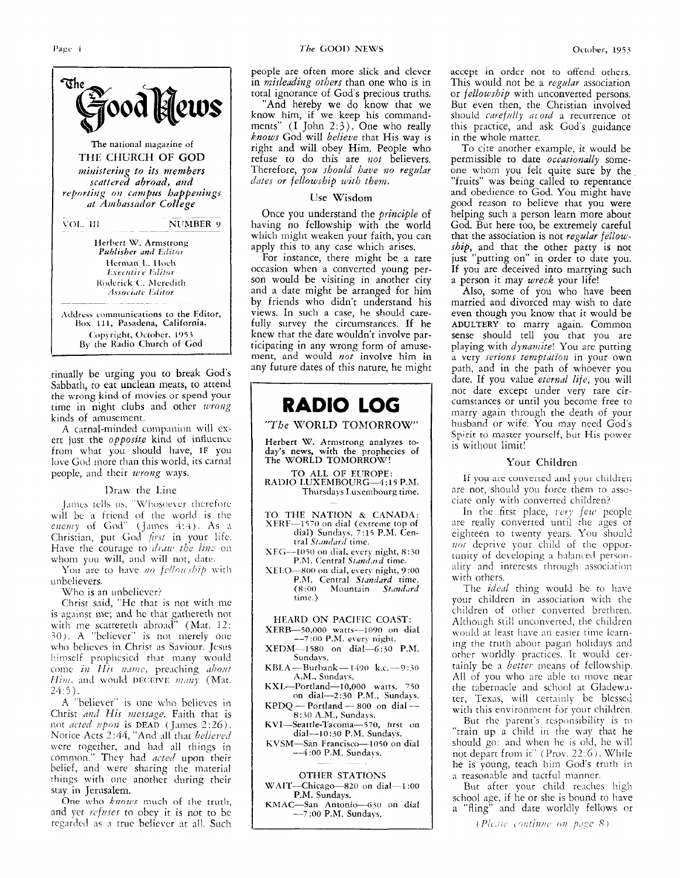# The Good News

The national magazine of

THE CHURCH OF GOD

*ministering to its members scattered abroad, and reporting on campus happenings at Ambassador College*

VOL. III — NUMBER 9

Herbert W. Armstrong
*Publisher and Editor*

Herman L. Hoeh
*Executive Editor*

Roderick C. Meredith
*Associate Editor*

Address communications to the Editor, Box 111, Pasadena, California.

Copyright, October, 1953
By the Radio Church of God

---

tinually be urging you to break God's Sabbath, to eat unclean meats, to attend the wrong kind of movies or spend your time in night clubs and other *wrong* kinds of amusement.

A carnal-minded companion will exert just the *opposite* kind of influence from what you should have, IF you love God more than this world, its carnal people, and their *wrong* ways.

### Draw the Line

James tells us, "Whosoever therefore will be a friend of the world is the *enemy* of God" (James 4:4). As a Christian, put God *first* in your life. Have the courage to *draw the line* on whom you will, and will not, date.

You are to have *no fellowship* with unbelievers.

Who is an unbeliever?

Christ said, "He that is not with me is against me; and he that gathereth not with me scattereth abroad" (Mat. 12:30). A "believer" is not merely one who believes in Christ as Saviour. Jesus himself prophesied that many would come *in His name*, preaching *about Him*, and would DECEIVE *many* (Mat. 24:5).

A "believer" is one who believes in Christ *and His message*. Faith that is not *acted upon* is DEAD (James 2:26). Notice Acts 2:44, "And all that *believed* were together, and had all things in common." They had *acted* upon their belief, and were sharing the material things with one another during their stay in Jerusalem.

One who *knows* much of the truth, and yet *refuses* to obey it is not to be regarded as a true believer at all. Such people are often more slick and clever in *misleading others* than one who is in total ignorance of God's precious truths.

"And hereby we do know that we know him, if we keep his commandments" (I John 2:3). One who really *knows* God will *believe* that His way is right and will obey Him. People who refuse to do this are *not* believers. Therefore, *you should have no regular dates or fellowship with them.*

### Use Wisdom

Once you understand the *principle* of having no fellowship with the world which might weaken your faith, you can apply this to any case which arises.

For instance, there might be a rare occasion when a converted young person would be visiting in another city and a date might be arranged for him by friends who didn't understand his views. In such a case, he should carefully survey the circumstances. If he knew that the date wouldn't involve participating in any wrong form of amusement, and would *not* involve him in any future dates of this nature, he might accept in order not to offend others. This would not be a *regular* association or *fellowship* with unconverted persons. But even then, the Christian involved should *carefully avoid* a recurrence of this practice, and ask God's guidance in the whole matter.

To cite another example, it would be permissible to date *occasionally* someone whom you felt quite sure by the "fruits" was being called to repentance and obedience to God. You might have good reason to believe that you were helping such a person learn more about God. But here too, be extremely careful that the association is not *regular fellowship*, and that the other party is not just "putting on" in order to date you. If you are deceived into marrying such a person it may *wreck* your life!

Also, some of you who have been married and divorced may wish to date even though you know that it would be ADULTERY to marry again. Common sense should tell you that you are playing with *dynamite*! You are putting a very *serious temptation* in your own path, and in the path of whoever you date. If you value *eternal life*, you will not date except under very rare circumstances or until you become free to marry again through the death of your husband or wife. You may need God's Spirit to master yourself, but His power is without limit!

### Your Children

If you are converted and your children are not, should you force them to associate only with converted children?

In the first place, *very few* people are really converted until the ages of eighteen to twenty years. You should *not* deprive your child of the opportunity of developing a balanced personality and interests through association with others.

The *ideal* thing would be to have your children in association with the children of other converted brethren. Although still unconverted, the children would at least have an easier time learning the truth about pagan holidays and other worldly practices. It would certainly be a *better* means of fellowship. All of you who are able to move near the tabernacle and school at Gladewater, Texas, will certainly be blessed with this environment for your children.

But the parent's responsibility is to "train up a child in the way that he should go: and when he is old, he will not depart from it" (Prov. 22:6). While he is young, teach him God's truth in a reasonable and tactful manner.

But after your child reaches high school age, if he or she is bound to have a "fling" and date worldly fellows or

*(Please continue on page 8)*

---

## RADIO LOG

*"The* WORLD TOMORROW"

Herbert W. Armstrong analyzes today's news, with the prophecies of The WORLD TOMORROW!

TO ALL OF EUROPE:
RADIO LUXEMBOURG—4:15 P.M. Thursdays Luxembourg time.

TO THE NATION & CANADA:
- XERF—1570 on dial (extreme top of dial) Sundays, 7:15 P.M. Central *Standard* time.
- XEG—1050 on dial, every night, 8:30 P.M. Central *Standard* time.
- XELO—800 on dial, every night, 9:00 P.M. Central *Standard* time. (8:00 Mountain *Standard* time.)

HEARD ON PACIFIC COAST:
- XERB—50,000 watts—1090 on dial—7:00 P.M. every night.
- XEDM—1580 on dial—6:30 P.M. Sundays.
- KBLA—Burbank—1490 k.c.—9:30 A.M., Sundays.
- KXL—Portland—10,000 watts. 750 on dial—2:30 P.M., Sundays.
- KPDQ—Portland—800 on dial—8:30 A.M., Sundays.
- KVI—Seattle-Tacoma—570, first on dial—10:30 P.M. Sundays.
- KVSM—San Francisco—1050 on dial—4:00 P.M. Sundays.

OTHER STATIONS
- WAIT—Chicago—820 on dial—1:00 P.M. Sundays.
- KMAC—San Antonio—630 on dial—7:00 P.M. Sundays.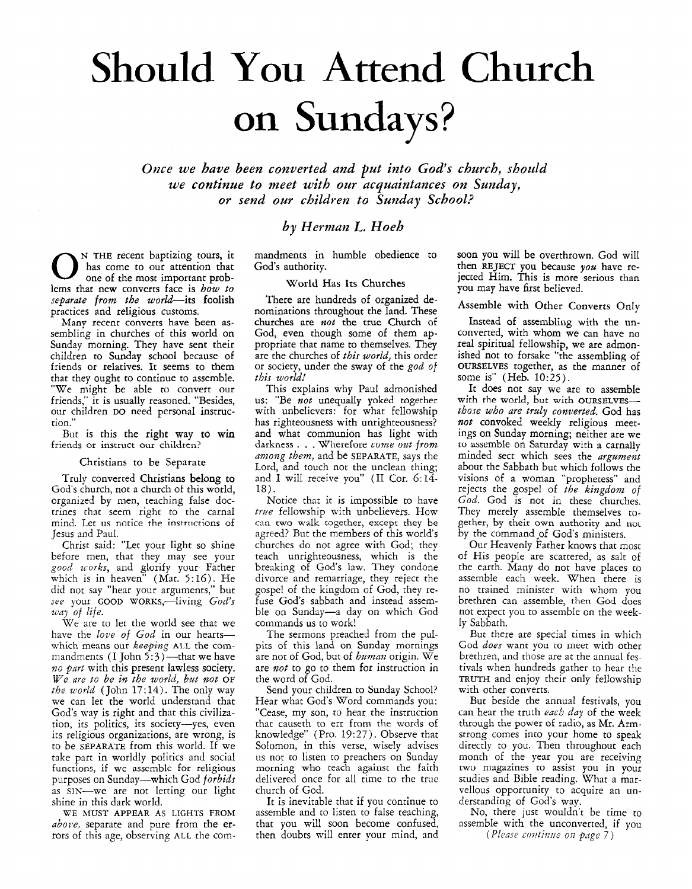# Should You Attend Church on Sundays?

*Once we have been converted and put into God's church, should we continue to meet with our acquaintances on Sunday, or send our children to Sunday School?*

*by Herman L. Hoeh*

ON THE recent baptizing tours, it has come to our attention that one of the most important problems that new converts face is *how to separate from the world*—its foolish practices and religious customs.

Many recent converts have been assembling in churches of this world on Sunday morning. They have sent their children to Sunday school because of friends or relatives. It seems to them that they ought to continue to assemble. "We might be able to convert our friends," it is usually reasoned. "Besides, our children DO need personal instruction."

But is this the right way to win friends or instruct our children?

### Christians to be Separate

Truly converted Christians belong to God's church, not a church of this world, organized by men, teaching false doctrines that seem right to the carnal mind. Let us notice the instructions of Jesus and Paul.

Christ said: "Let your light so shine before men, that they may see your *good works*, and glorify your Father which is in heaven" (Mat. 5:16). He did not say "hear your arguments," but *see* your GOOD WORKS,—living *God's way of life*.

We are to let the world see that we have the *love of God* in our hearts—which means our *keeping* ALL the commandments (I John 5:3)—that we have *no part* with this present lawless society. *We are to be in the world, but not* OF *the world* (John 17:14). The only way we can let the world understand that God's way is right and that this civilization, its politics, its society—yes, even its religious organizations, are wrong, is to be SEPARATE from this world. If we take part in worldly politics and social functions, if we assemble for religious purposes on Sunday—which God *forbids* as SIN—we are not letting our light shine in this dark world.

WE MUST APPEAR AS LIGHTS FROM *above*, separate and pure from the errors of this age, observing ALL the commandments in humble obedience to God's authority.

### World Has Its Churches

There are hundreds of organized denominations throughout the land. These churches are *not* the true Church of God, even though some of them appropriate that name to themselves. They are the churches of *this world*, this order or society, under the sway of the *god of this world!*

This explains why Paul admonished us: "Be *not* unequally yoked together with unbelievers: for what fellowship has righteousness with unrighteousness? and what communion has light with darkness . . . Wherefore *come out from among them*, and be SEPARATE, says the Lord, and touch not the unclean thing; and I will receive you" (II Cor. 6:14-18).

Notice that it is impossible to have *true* fellowship with unbelievers. How can two walk together, except they be agreed? But the members of this world's churches do not agree with God; they teach unrighteousness, which is the breaking of God's law. They condone divorce and remarriage, they reject the gospel of the kingdom of God, they refuse God's sabbath and instead assemble on Sunday—a day on which God commands us to work!

The sermons preached from the pulpits of this land on Sunday mornings are not of God, but of *human* origin. We are *not* to go to them for instruction in the word of God.

Send your children to Sunday School? Hear what God's Word commands you: "Cease, my son, to hear the instruction that causeth to err from the words of knowledge" (Pro. 19:27). Observe that Solomon, in this verse, wisely advises us not to listen to preachers on Sunday morning who teach against the faith delivered once for all time to the true church of God.

It is inevitable that if you continue to assemble and to listen to false teaching, that you will soon become confused, then doubts will enter your mind, and soon you will be overthrown. God will then REJECT you because *you* have rejected Him. This is more serious than you may have first believed.

### Assemble with Other Converts Only

Instead of assembling with the unconverted, with whom we can have no real spiritual fellowship, we are admonished not to forsake "the assembling of OURSELVES together, as the manner of some is" (Heb. 10:25).

It does not say we are to assemble with the world, but with OURSELVES—*those who are truly converted.* God has *not* convoked weekly religious meetings on Sunday morning; neither are we to assemble on Saturday with a carnally minded sect which sees the *argument* about the Sabbath but which follows the visions of a woman "prophetess" and rejects the gospel of *the kingdom of God.* God is not in these churches. They merely assemble themselves together, by their own authority and not by the command of God's ministers.

Our Heavenly Father knows that most of His people are scattered, as salt of the earth. Many do not have places to assemble each week. When there is no trained minister with whom you brethren can assemble, then God does not expect you to assemble on the weekly Sabbath.

But there are special times in which God *does* want you to meet with other brethren, and those are at the annual festivals when hundreds gather to hear the TRUTH and enjoy their only fellowship with other converts.

But beside the annual festivals, you can hear the truth *each day* of the week through the power of radio, as Mr. Armstrong comes into your home to speak directly to you. Then throughout each month of the year you are receiving two magazines to assist you in your studies and Bible reading. What a marvellous opportunity to acquire an understanding of God's way.

No, there just wouldn't be time to assemble with the unconverted, if you

*(Please continue on page 7)*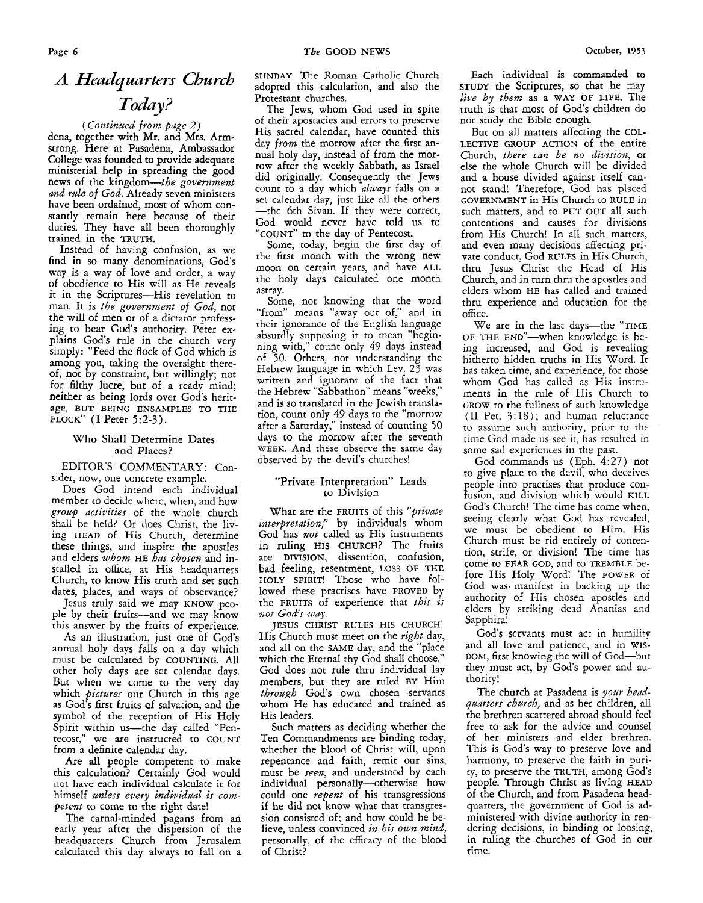# *A Headquarters Church Today?*

*(Continued from page 2)*

dena, together with Mr. and Mrs. Armstrong. Here at Pasadena, Ambassador College was founded to provide adequate ministerial help in spreading the good news of the kingdom—*the government and rule of God.* Already seven ministers have been ordained, most of whom constantly remain here because of their duties. They have all been thoroughly trained in the TRUTH.

Instead of having confusion, as we find in so many denominations, God's way is a way of love and order, a way of obedience to His will as He reveals it in the Scriptures—His revelation to man. It is *the government of God,* not the will of men or of a dictator professing to bear God's authority. Peter explains God's rule in the church very simply: "Feed the flock of God which is among you, taking the oversight thereof, not by constraint, but willingly; not for filthy lucre, but of a ready mind; neither as being lords over God's heritage, BUT BEING ENSAMPLES TO THE FLOCK" (I Peter 5:2-3).

### Who Shall Determine Dates and Places?

EDITOR'S COMMENTARY: Consider, now, one concrete example.

Does God intend each individual member to decide where, when, and how *group activities* of the whole church shall be held? Or does Christ, the living HEAD of His Church, determine these things, and inspire the apostles and elders *whom* HE *has chosen* and installed in office, at His headquarters Church, to know His truth and set such dates, places, and ways of observance?

Jesus truly said we may KNOW people by their fruits—and we may know this answer by the fruits of experience.

As an illustration, just one of God's annual holy days falls on a day which must be calculated by COUNTING. All other holy days are set calendar days. But when we come to the very day which *pictures* our Church in this age as God's first fruits of salvation, and the symbol of the reception of His Holy Spirit within us—the day called "Pentecost," we are instructed to COUNT from a definite calendar day.

Are all people competent to make this calculation? Certainly God would not have each individual calculate it for himself *unless every individual is competent* to come to the right date!

The carnal-minded pagans from an early year after the dispersion of the headquarters Church from Jerusalem calculated this day always to fall on a SUNDAY. The Roman Catholic Church adopted this calculation, and also the Protestant churches.

The Jews, whom God used in spite of their apostacies and errors to preserve His sacred calendar, have counted this day *from* the morrow after the first annual holy day, instead of from the morrow after the weekly Sabbath, as Israel did originally. Consequently the Jews count to a day which *always* falls on a set calendar day, just like all the others—the 6th Sivan. If they were correct, God would never have told us to "COUNT" to the day of Pentecost.

Some, today, begin the first day of the first month with the wrong new moon on certain years, and have ALL the holy days calculated one month astray.

Some, not knowing that the word "from" means "away out of," and in their ignorance of the English language absurdly supposing it to mean "beginning with," count only 49 days instead of 50. Others, not understanding the Hebrew language in which Lev. 23 was written and ignorant of the fact that the Hebrew "Sabbathon" means "weeks," and is so translated in the Jewish translation, count only 49 days to the "morrow after a Saturday," instead of counting 50 days to the morrow after the seventh WEEK. And these observe the same day observed by the devil's churches!

### "Private Interpretation" Leads to Division

What are the FRUITS of this *"private interpretation,"* by individuals whom God has *not* called as His instruments in ruling HIS CHURCH? The fruits are DIVISION, dissention, confusion, bad feeling, resentment, LOSS OF THE HOLY SPIRIT! Those who have followed these practises have PROVED by the FRUITS of experience that *this is not God's way.*

JESUS CHRIST RULES HIS CHURCH! His Church must meet on the *right* day, and all on the SAME day, and the "place which the Eternal thy God shall choose." God does not rule thru individual lay members, but they are ruled BY Him *through* God's own chosen servants whom He has educated and trained as His leaders.

Such matters as deciding whether the Ten Commandments are binding today, whether the blood of Christ will, upon repentance and faith, remit our sins, must be *seen,* and understood by each individual personally—otherwise how could one *repent* of his transgressions if he did not know what that transgression consisted of; and how could he believe, unless convinced *in his own mind,* personally, of the efficacy of the blood of Christ?

Each individual is commanded to STUDY the Scriptures, so that he may *live by them* as a WAY OF LIFE. The truth is that most of God's children do not study the Bible enough.

But on all matters affecting the COLLECTIVE GROUP ACTION of the entire Church, *there can be no division,* or else the whole Church will be divided and a house divided against itself cannot stand! Therefore, God has placed GOVERNMENT in His Church to RULE in such matters, and to PUT OUT all such contentions and causes for divisions from His Church! In all such matters, and even many decisions affecting private conduct, God RULES in His Church, thru Jesus Christ the Head of His Church, and in turn thru the apostles and elders whom HE has called and trained thru experience and education for the office.

We are in the last days—the "TIME OF THE END"—when knowledge is being increased, and God is revealing hitherto hidden truths in His Word. It has taken time, and experience, for those whom God has called as His instruments in the rule of His Church to GROW to the fullness of such knowledge (II Pet. 3:18); and human reluctance to assume such authority, prior to the time God made us see it, has resulted in some sad experiences in the past.

God commands us (Eph. 4:27) not to give place to the devil, who deceives people into practises that produce confusion, and division which would KILL God's Church! The time has come when, seeing clearly what God has revealed, we must be obedient to Him. His Church must be rid entirely of contention, strife, or division! The time has come to FEAR GOD, and to TREMBLE before His Holy Word! The POWER of God was manifest in backing up the authority of His chosen apostles and elders by striking dead Ananias and Sapphira!

God's servants must act in humility and all love and patience, and in WISDOM, first knowing the will of God—but they must act, by God's power and authority!

The church at Pasadena is *your headquarters church,* and as her children, all the brethren scattered abroad should feel free to ask for the advice and counsel of her ministers and elder brethren. This is God's way to preserve love and harmony, to preserve the faith in purity, to preserve the TRUTH, among God's people. Through Christ as living HEAD of the Church, and from Pasadena headquarters, the government of God is administered with divine authority in rendering decisions, in binding or loosing, in ruling the churches of God in our time.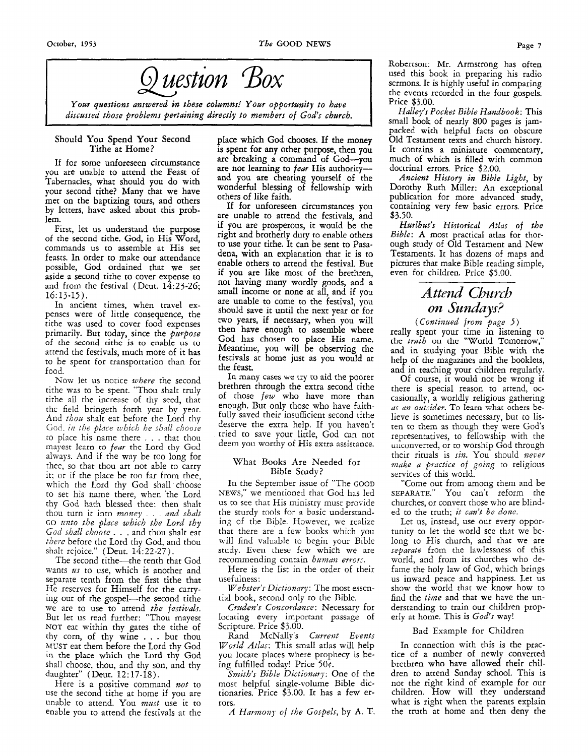# Question Box

*Your questions answered in these columns! Your opportunity to have discussed those problems pertaining directly to members of God's church.*

### Should You Spend Your Second Tithe at Home?

If for some unforeseen circumstance you are unable to attend the Feast of Tabernacles, what should you do with your second tithe? Many that we have met on the baptizing tours, and others by letters, have asked about this problem.

First, let us understand the purpose of the second tithe. God, in His Word, commands us to assemble at His set feasts. In order to make our attendance possible, God ordained that we set aside a second tithe to cover expense to and from the festival (Deut. 14:23-26; 16:13-15).

In ancient times, when travel expenses were of little consequence, the tithe was used to cover food expenses primarily. But today, since the *purpose* of the second tithe is to enable us to attend the festivals, much more of it has to be spent for transportation than for food.

Now let us notice *where* the second tithe was to be spent. "Thou shalt truly tithe all the increase of thy seed, that the field bringeth forth year by year. And *thou* shalt eat before the Lord thy God, *in the place which he shall choose* to place his name there . . . that thou mayest learn to *fear* the Lord thy God always. And if the way be too long for thee, so that thou art not able to carry it; or if the place be too far from thee, which the Lord thy God shall choose to set his name there, when the Lord thy God hath blessed thee: then shalt thou turn it into *money* . . . *and shalt* GO *unto the place which the Lord thy God shall choose* . . . and thou shalt eat *there* before the Lord thy God, and thou shalt rejoice." (Deut. 14:22-27).

The second tithe—the tenth that God wants *us* to use, which is another and separate tenth from the first tithe that He reserves for Himself for the carrying out of the gospel—the second tithe we are to use to attend *the festivals.* But let us read further: "Thou mayest NOT eat within thy gates the tithe of thy corn, of thy wine . . . but thou MUST eat them before the Lord thy God in the place which the Lord thy God shall choose, thou, and thy son, and thy daughter" (Deut. 12:17-18).

Here is a positive command *not* to use the second tithe at home if you are unable to attend. You *must* use it to enable you to attend the festivals at the place which God chooses. If the money is spent for any other purpose, then you are breaking a command of God—you are not learning to *fear* His authority—and you are cheating yourself of the wonderful blessing of fellowship with others of like faith.

If for unforeseen circumstances you are unable to attend the festivals, and if you are prosperous, it would be the right and brotherly duty to enable others to use your tithe. It can be sent to Pasadena, with an explanation that it is to enable others to attend the festival. But if you are like most of the brethren, not having many wordly goods, and a small income or none at all, and if you are unable to come to the festival, you should save it until the next year or for two years, if necessary, when you will then have enough to assemble where God has chosen to place His name. Meantime, you will be observing the festivals at home just as you would at the feast.

In many cases we try to aid the poorer brethren through the extra second tithe of those *few* who have more than enough. But only those who have faithfully saved their insufficient second tithe deserve the extra help. If you haven't tried to save your little, God can not deem you worthy of His extra assistance.

### What Books Are Needed for Bible Study?

In the September issue of "The GOOD NEWS," we mentioned that God has led us to see that His ministry must provide the sturdy tools for a basic understanding of the Bible. However, we realize that there are a few books which you will find valuable to begin your Bible study. Even these few which we are recommending contain *human errors.*

Here is the list in the order of their usefulness:

*Webster's Dictionary*: The most essential book, second only to the Bible.

*Cruden's Concordance*: Necessary for locating every important passage of Scripture. Price $3.00.

Rand McNally's *Current Events World Atlas*: This small atlas will help you locate places where prophecy is being fulfilled today! Price 50¢.

*Smith's Bible Dictionary*: One of the most helpful single-volume Bible dictionaries. Price $3.00. It has a few errors.

*A Harmony of the Gospels*, by A. T. Robertson: Mr. Armstrong has often used this book in preparing his radio sermons. It is highly useful in comparing the events recorded in the four gospels. Price $3.00.

*Halley's Pocket Bible Handbook*: This small book of nearly 800 pages is jam-packed with helpful facts on obscure Old Testament texts and church history. It contains a miniature commentary, much of which is filled with common doctrinal errors. Price $2.00.

*Ancient History in Bible Light*, by Dorothy Ruth Miller: An exceptional publication for more advanced study, containing very few basic errors. Price $3.50.

*Hurlbut's Historical Atlas of the Bible*: A most practical atlas for thorough study of Old Testament and New Testaments. It has dozens of maps and pictures that make Bible reading simple, even for children. Price $5.00.

---

## Attend Church on Sundays?

*(Continued from page 5)*

really spent your time in listening to the *truth* on the "World Tomorrow," and in studying your Bible with the help of the magazines and the booklets, and in teaching your children regularly.

Of course, it would not be wrong if there is special reason to attend, occasionally, a worldly religious gathering *as an outsider.* To learn what others believe is sometimes necessary, but to listen to them as though they were God's representatives, to fellowship with the unconverted, or to worship God through their rituals is *sin.* You should *never make a practice of going* to religious services of this world.

"Come out from among them and be SEPARATE." You can't reform the churches, or convert those who are blinded to the truth; *it can't be done.*

Let us, instead, use our every opportunity to let the world see that we belong to His church, and that we are *separate* from the lawlessness of this world, and from its churches who defame the holy law of God, which brings us inward peace and happiness. Let us show the world that we know how to find the *time* and that we have the understanding to train our children properly at home. This is *God's* way!

### Bad Example for Children

In connection with this is the practice of a number of newly converted brethren who have allowed their children to attend Sunday school. This is not the right kind of example for our children. How will they understand what is right when the parents explain the truth at home and then deny the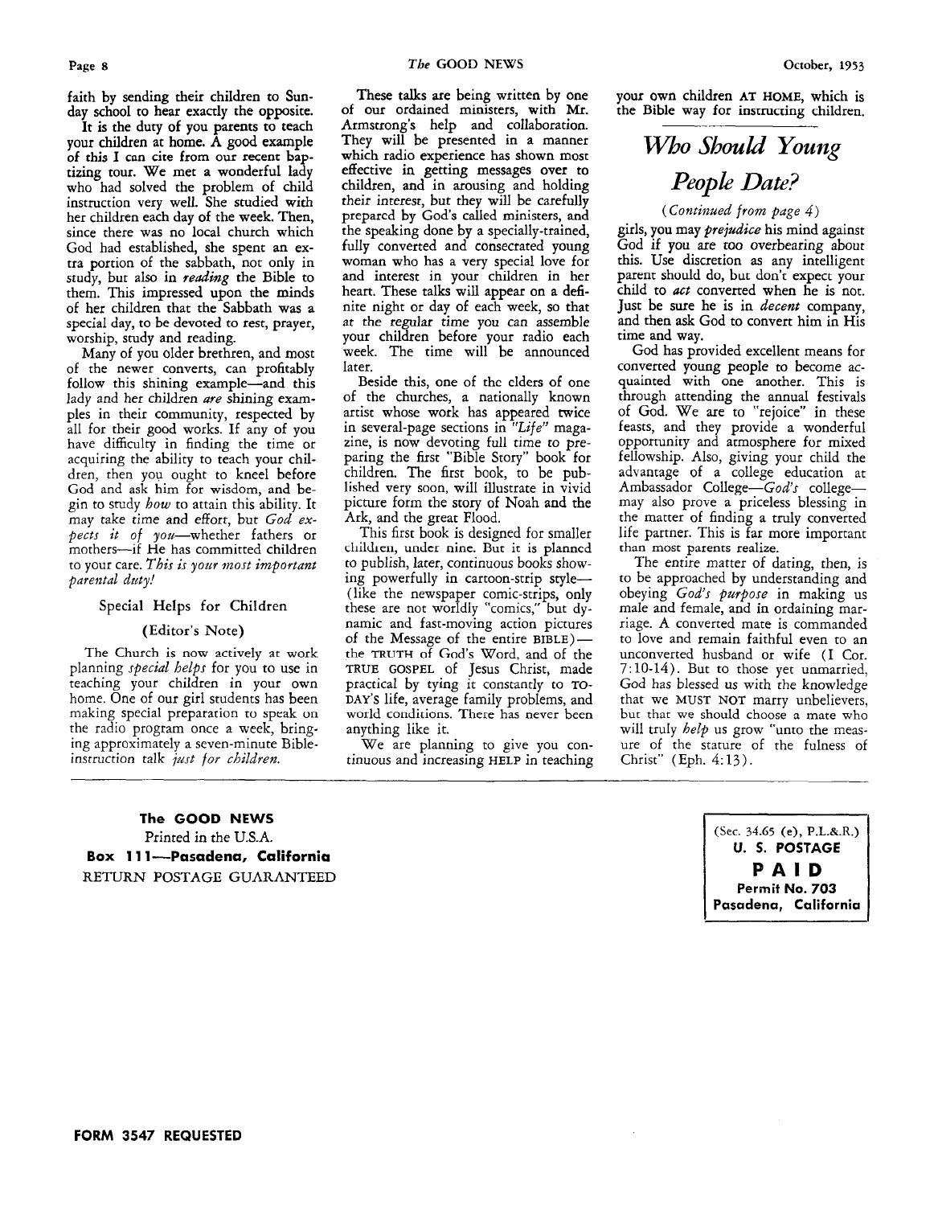faith by sending their children to Sunday school to hear exactly the opposite.

It is the duty of you parents to teach your children at home. A good example of this I can cite from our recent baptizing tour. We met a wonderful lady who had solved the problem of child instruction very well. She studied with her children each day of the week. Then, since there was no local church which God had established, she spent an extra portion of the sabbath, not only in study, but also in *reading* the Bible to them. This impressed upon the minds of her children that the Sabbath was a special day, to be devoted to rest, prayer, worship, study and reading.

Many of you older brethren, and most of the newer converts, can profitably follow this shining example—and this lady and her children *are* shining examples in their community, respected by all for their good works. If any of you have difficulty in finding the time or acquiring the ability to teach your children, then you ought to kneel before God and ask him for wisdom, and begin to study *how* to attain this ability. It may take time and effort, but *God expects it of you*—whether fathers or mothers—if He has committed children to your care. *This is your most important parental duty!*

### Special Helps for Children

### (Editor's Note)

The Church is now actively at work planning *special helps* for you to use in teaching your children in your own home. One of our girl students has been making special preparation to speak on the radio program once a week, bringing approximately a seven-minute Bible-instruction talk *just for children.*

These talks are being written by one of our ordained ministers, with Mr. Armstrong's help and collaboration. They will be presented in a manner which radio experience has shown most effective in getting messages over to children, and in arousing and holding their interest, but they will be carefully prepared by God's called ministers, and the speaking done by a specially-trained, fully converted and consecrated young woman who has a very special love for and interest in your children in her heart. These talks will appear on a definite night or day of each week, so that at the regular time you can assemble your children before your radio each week. The time will be announced later.

Beside this, one of the elders of one of the churches, a nationally known artist whose work has appeared twice in several-page sections in *"Life"* magazine, is now devoting full time to preparing the first "Bible Story" book for children. The first book, to be published very soon, will illustrate in vivid picture form the story of Noah and the Ark, and the great Flood.

This first book is designed for smaller children, under nine. But it is planned to publish, later, continuous books showing powerfully in cartoon-strip style—(like the newspaper comic-strips, only these are not worldly "comics," but dynamic and fast-moving action pictures of the Message of the entire BIBLE)—the TRUTH of God's Word, and of the TRUE GOSPEL of Jesus Christ, made practical by tying it constantly to TODAY'S life, average family problems, and world conditions. There has never been anything like it.

We are planning to give you continuous and increasing HELP in teaching your own children AT HOME, which is the Bible way for instructing children.

## *Who Should Young People Date?*

*(Continued from page 4)*

girls, you may *prejudice* his mind against God if you are too overbearing about this. Use discretion as any intelligent parent should do, but don't expect your child to *act* converted when he is not. Just be sure he is in *decent* company, and then ask God to convert him in His time and way.

God has provided excellent means for converted young people to become acquainted with one another. This is through attending the annual festivals of God. We are to "rejoice" in these feasts, and they provide a wonderful opportunity and atmosphere for mixed fellowship. Also, giving your child the advantage of a college education at Ambassador College—*God's* college—may also prove a priceless blessing in the matter of finding a truly converted life partner. This is far more important than most parents realize.

The entire matter of dating, then, is to be approached by understanding and obeying *God's purpose* in making us male and female, and in ordaining marriage. A converted mate is commanded to love and remain faithful even to an unconverted husband or wife (I Cor. 7:10-14). But to those yet unmarried, God has blessed us with the knowledge that we MUST NOT marry unbelievers, but that we should choose a mate who will truly *help* us grow "unto the measure of the stature of the fulness of Christ" (Eph. 4:13).

**The GOOD NEWS**
Printed in the U.S.A.
**Box 111—Pasadena, California**
RETURN POSTAGE GUARANTEED

(Sec. 34.65 (e), P.L.&R.)
**U. S. POSTAGE**
**PAID**
**Permit No. 703**
**Pasadena, California**

**FORM 3547 REQUESTED**